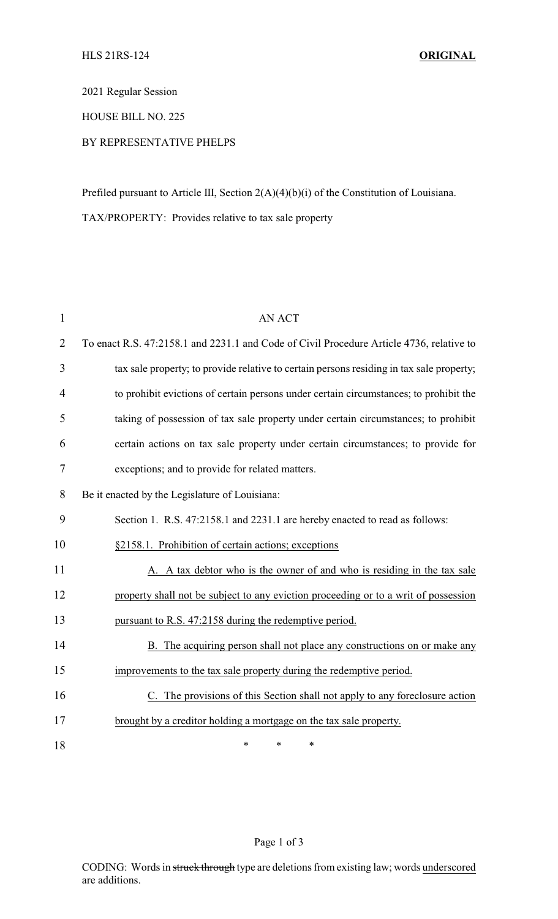HLS 21RS-124 **ORIGINAL**

2021 Regular Session

HOUSE BILL NO. 225

BY REPRESENTATIVE PHELPS

Prefiled pursuant to Article III, Section 2(A)(4)(b)(i) of the Constitution of Louisiana.

TAX/PROPERTY: Provides relative to tax sale property

AN ACT

To enact R.S. 47:2158.1 and 2231.1 and Code of Civil Procedure Article 4736, relative to tax sale property; to provide relative to certain persons residing in tax sale property; to prohibit evictions of certain persons under certain circumstances; to prohibit the taking of possession of tax sale property under certain circumstances; to prohibit certain actions on tax sale property under certain circumstances; to provide for exceptions; and to provide for related matters.

Be it enacted by the Legislature of Louisiana:

Section 1. R.S. 47:2158.1 and 2231.1 are hereby enacted to read as follows:

§2158.1. Prohibition of certain actions; exceptions

A. A tax debtor who is the owner of and who is residing in the tax sale property shall not be subject to any eviction proceeding or to a writ of possession pursuant to R.S. 47:2158 during the redemptive period.

B. The acquiring person shall not place any constructions on or make any improvements to the tax sale property during the redemptive period.

C. The provisions of this Section shall not apply to any foreclosure action brought by a creditor holding a mortgage on the tax sale property.

\* \* \*

CODING: Words in ~~struck through~~ type are deletions from existing law; words underscored are additions.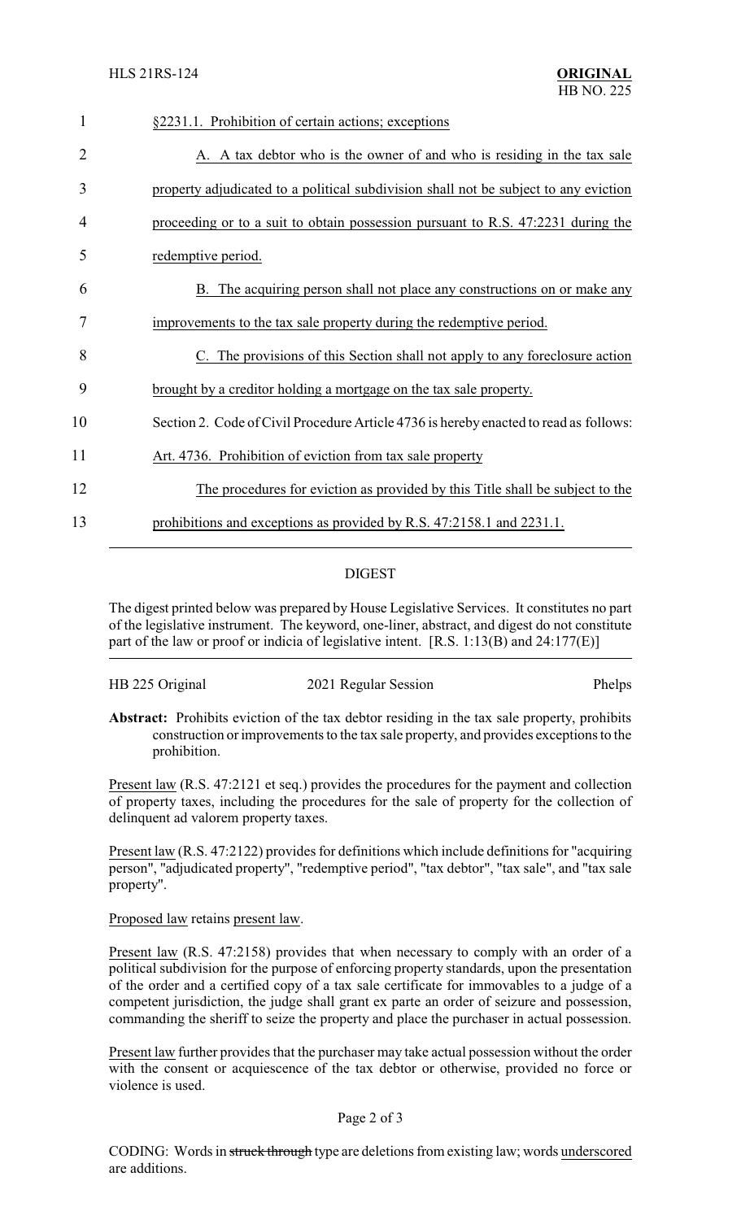§2231.1. Prohibition of certain actions; exceptions

A. A tax debtor who is the owner of and who is residing in the tax sale property adjudicated to a political subdivision shall not be subject to any eviction proceeding or to a suit to obtain possession pursuant to R.S. 47:2231 during the redemptive period.

B. The acquiring person shall not place any constructions on or make any improvements to the tax sale property during the redemptive period.

C. The provisions of this Section shall not apply to any foreclosure action brought by a creditor holding a mortgage on the tax sale property.

Section 2. Code of Civil Procedure Article 4736 is hereby enacted to read as follows:

Art. 4736. Prohibition of eviction from tax sale property

The procedures for eviction as provided by this Title shall be subject to the prohibitions and exceptions as provided by R.S. 47:2158.1 and 2231.1.

## DIGEST

The digest printed below was prepared by House Legislative Services. It constitutes no part of the legislative instrument. The keyword, one-liner, abstract, and digest do not constitute part of the law or proof or indicia of legislative intent. [R.S. 1:13(B) and 24:177(E)]

HB 225 Original — 2021 Regular Session — Phelps

**Abstract:** Prohibits eviction of the tax debtor residing in the tax sale property, prohibits construction or improvements to the tax sale property, and provides exceptions to the prohibition.

Present law (R.S. 47:2121 et seq.) provides the procedures for the payment and collection of property taxes, including the procedures for the sale of property for the collection of delinquent ad valorem property taxes.

Present law (R.S. 47:2122) provides for definitions which include definitions for "acquiring person", "adjudicated property", "redemptive period", "tax debtor", "tax sale", and "tax sale property".

Proposed law retains present law.

Present law (R.S. 47:2158) provides that when necessary to comply with an order of a political subdivision for the purpose of enforcing property standards, upon the presentation of the order and a certified copy of a tax sale certificate for immovables to a judge of a competent jurisdiction, the judge shall grant ex parte an order of seizure and possession, commanding the sheriff to seize the property and place the purchaser in actual possession.

Present law further provides that the purchaser may take actual possession without the order with the consent or acquiescence of the tax debtor or otherwise, provided no force or violence is used.

CODING: Words in ~~struck through~~ type are deletions from existing law; words underscored are additions.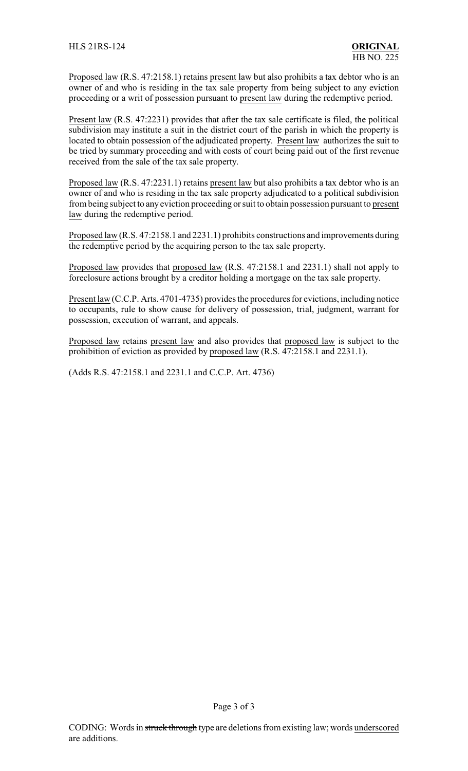Proposed law (R.S. 47:2158.1) retains present law but also prohibits a tax debtor who is an owner of and who is residing in the tax sale property from being subject to any eviction proceeding or a writ of possession pursuant to present law during the redemptive period.

Present law (R.S. 47:2231) provides that after the tax sale certificate is filed, the political subdivision may institute a suit in the district court of the parish in which the property is located to obtain possession of the adjudicated property. Present law authorizes the suit to be tried by summary proceeding and with costs of court being paid out of the first revenue received from the sale of the tax sale property.

Proposed law (R.S. 47:2231.1) retains present law but also prohibits a tax debtor who is an owner of and who is residing in the tax sale property adjudicated to a political subdivision from being subject to any eviction proceeding or suit to obtain possession pursuant to present law during the redemptive period.

Proposed law (R.S. 47:2158.1 and 2231.1) prohibits constructions and improvements during the redemptive period by the acquiring person to the tax sale property.

Proposed law provides that proposed law (R.S. 47:2158.1 and 2231.1) shall not apply to foreclosure actions brought by a creditor holding a mortgage on the tax sale property.

Present law (C.C.P. Arts. 4701-4735) provides the procedures for evictions, including notice to occupants, rule to show cause for delivery of possession, trial, judgment, warrant for possession, execution of warrant, and appeals.

Proposed law retains present law and also provides that proposed law is subject to the prohibition of eviction as provided by proposed law (R.S. 47:2158.1 and 2231.1).

(Adds R.S. 47:2158.1 and 2231.1 and C.C.P. Art. 4736)